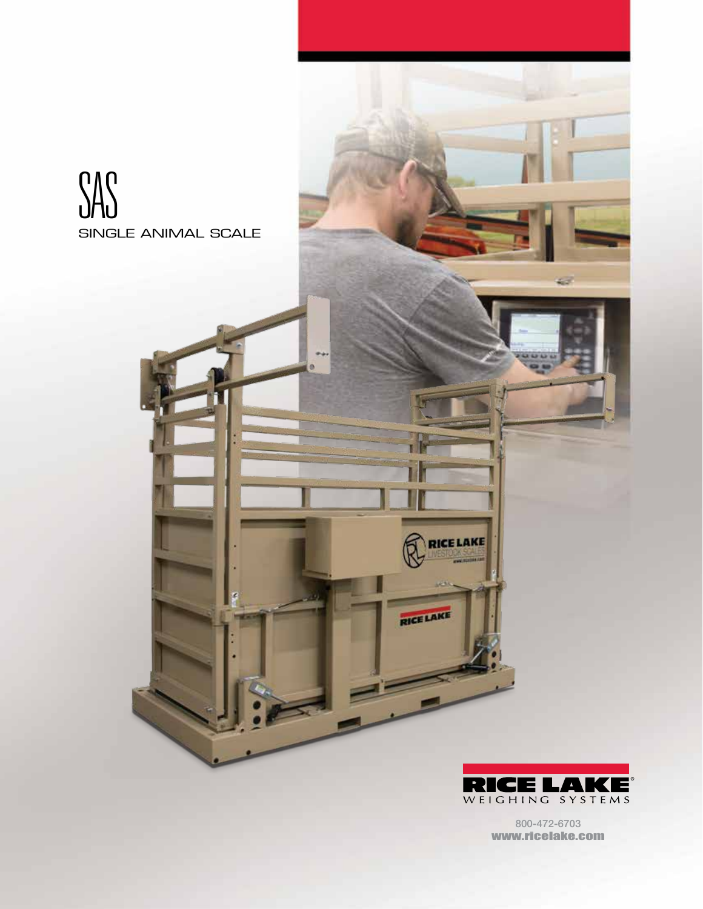# SAS

## SINGLE ANIMAL SCALE

RICE LAKE WEIGHING SYSTEMS

800-472-6703
www.ricelake.com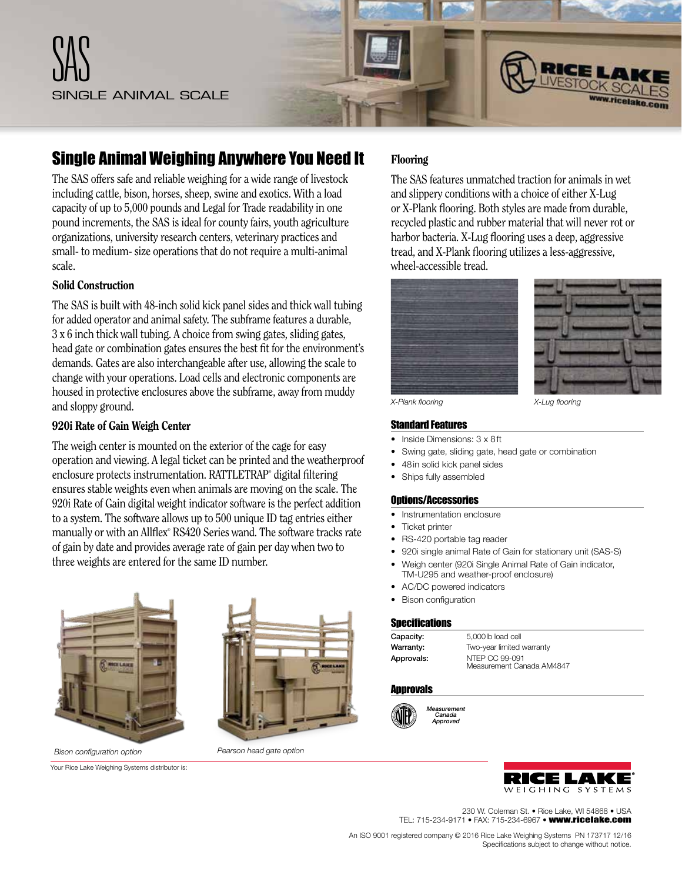# SAS

SINGLE ANIMAL SCALE

## Single Animal Weighing Anywhere You Need It

The SAS offers safe and reliable weighing for a wide range of livestock including cattle, bison, horses, sheep, swine and exotics. With a load capacity of up to 5,000 pounds and Legal for Trade readability in one pound increments, the SAS is ideal for county fairs, youth agriculture organizations, university research centers, veterinary practices and small- to medium- size operations that do not require a multi-animal scale.

### Solid Construction

The SAS is built with 48-inch solid kick panel sides and thick wall tubing for added operator and animal safety. The subframe features a durable, 3 x 6 inch thick wall tubing. A choice from swing gates, sliding gates, head gate or combination gates ensures the best fit for the environment's demands. Gates are also interchangeable after use, allowing the scale to change with your operations. Load cells and electronic components are housed in protective enclosures above the subframe, away from muddy and sloppy ground.

### 920i Rate of Gain Weigh Center

The weigh center is mounted on the exterior of the cage for easy operation and viewing. A legal ticket can be printed and the weatherproof enclosure protects instrumentation. RATTLETRAP® digital filtering ensures stable weights even when animals are moving on the scale. The 920i Rate of Gain digital weight indicator software is the perfect addition to a system. The software allows up to 500 unique ID tag entries either manually or with an Allflex® RS420 Series wand. The software tracks rate of gain by date and provides average rate of gain per day when two to three weights are entered for the same ID number.

*Bison configuration option*

*Pearson head gate option*

### Flooring

The SAS features unmatched traction for animals in wet and slippery conditions with a choice of either X-Lug or X-Plank flooring. Both styles are made from durable, recycled plastic and rubber material that will never rot or harbor bacteria. X-Lug flooring uses a deep, aggressive tread, and X-Plank flooring utilizes a less-aggressive, wheel-accessible tread.

*X-Plank flooring*

*X-Lug flooring*

### Standard Features

- Inside Dimensions: 3 x 8 ft
- Swing gate, sliding gate, head gate or combination
- 48 in solid kick panel sides
- Ships fully assembled

### Options/Accessories

- Instrumentation enclosure
- Ticket printer
- RS-420 portable tag reader
- 920i single animal Rate of Gain for stationary unit (SAS-S)
- Weigh center (920i Single Animal Rate of Gain indicator, TM-U295 and weather-proof enclosure)
- AC/DC powered indicators
- Bison configuration

### Specifications

| | |
|---|---|
| **Capacity:** | 5,000 lb load cell |
| **Warranty:** | Two-year limited warranty |
| **Approvals:** | NTEP CC 99-091<br>Measurement Canada AM4847 |

### Approvals

*Measurement Canada Approved*

Your Rice Lake Weighing Systems distributor is:

RICE LAKE WEIGHING SYSTEMS

230 W. Coleman St. • Rice Lake, WI 54868 • USA
TEL: 715-234-9171 • FAX: 715-234-6967 • **www.ricelake.com**

An ISO 9001 registered company © 2016 Rice Lake Weighing Systems PN 173717 12/16
Specifications subject to change without notice.